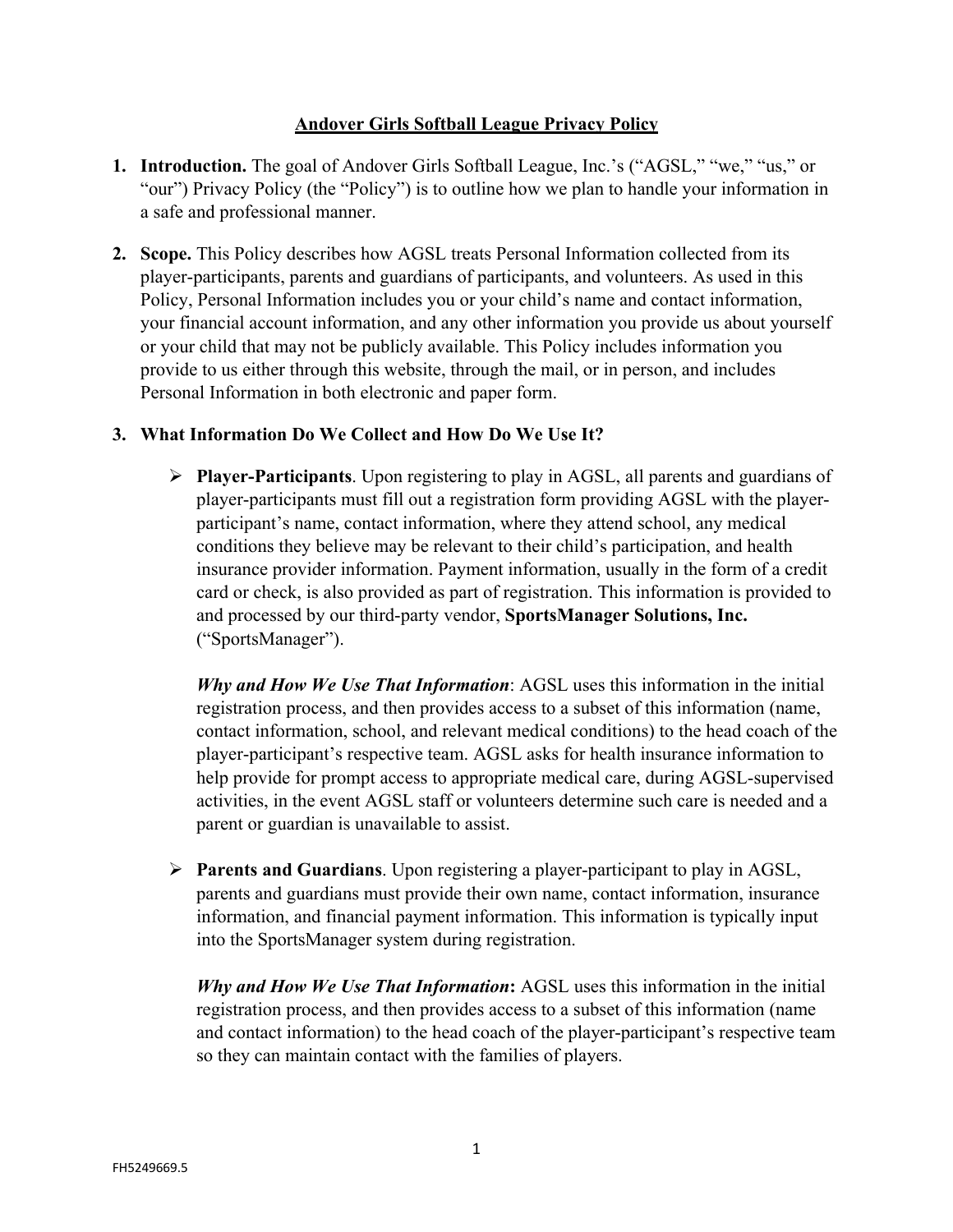# Andover Girls Softball League Privacy Policy

1. **Introduction.** The goal of Andover Girls Softball League, Inc.'s ("AGSL," "we," "us," or "our") Privacy Policy (the "Policy") is to outline how we plan to handle your information in a safe and professional manner.

2. **Scope.** This Policy describes how AGSL treats Personal Information collected from its player-participants, parents and guardians of participants, and volunteers. As used in this Policy, Personal Information includes you or your child's name and contact information, your financial account information, and any other information you provide us about yourself or your child that may not be publicly available. This Policy includes information you provide to us either through this website, through the mail, or in person, and includes Personal Information in both electronic and paper form.

3. **What Information Do We Collect and How Do We Use It?**

   - **Player-Participants**. Upon registering to play in AGSL, all parents and guardians of player-participants must fill out a registration form providing AGSL with the player-participant's name, contact information, where they attend school, any medical conditions they believe may be relevant to their child's participation, and health insurance provider information. Payment information, usually in the form of a credit card or check, is also provided as part of registration. This information is provided to and processed by our third-party vendor, **SportsManager Solutions, Inc.** ("SportsManager").

     ***Why and How We Use That Information***: AGSL uses this information in the initial registration process, and then provides access to a subset of this information (name, contact information, school, and relevant medical conditions) to the head coach of the player-participant's respective team. AGSL asks for health insurance information to help provide for prompt access to appropriate medical care, during AGSL-supervised activities, in the event AGSL staff or volunteers determine such care is needed and a parent or guardian is unavailable to assist.

   - **Parents and Guardians**. Upon registering a player-participant to play in AGSL, parents and guardians must provide their own name, contact information, insurance information, and financial payment information. This information is typically input into the SportsManager system during registration.

     ***Why and How We Use That Information*****:** AGSL uses this information in the initial registration process, and then provides access to a subset of this information (name and contact information) to the head coach of the player-participant's respective team so they can maintain contact with the families of players.

FH5249669.5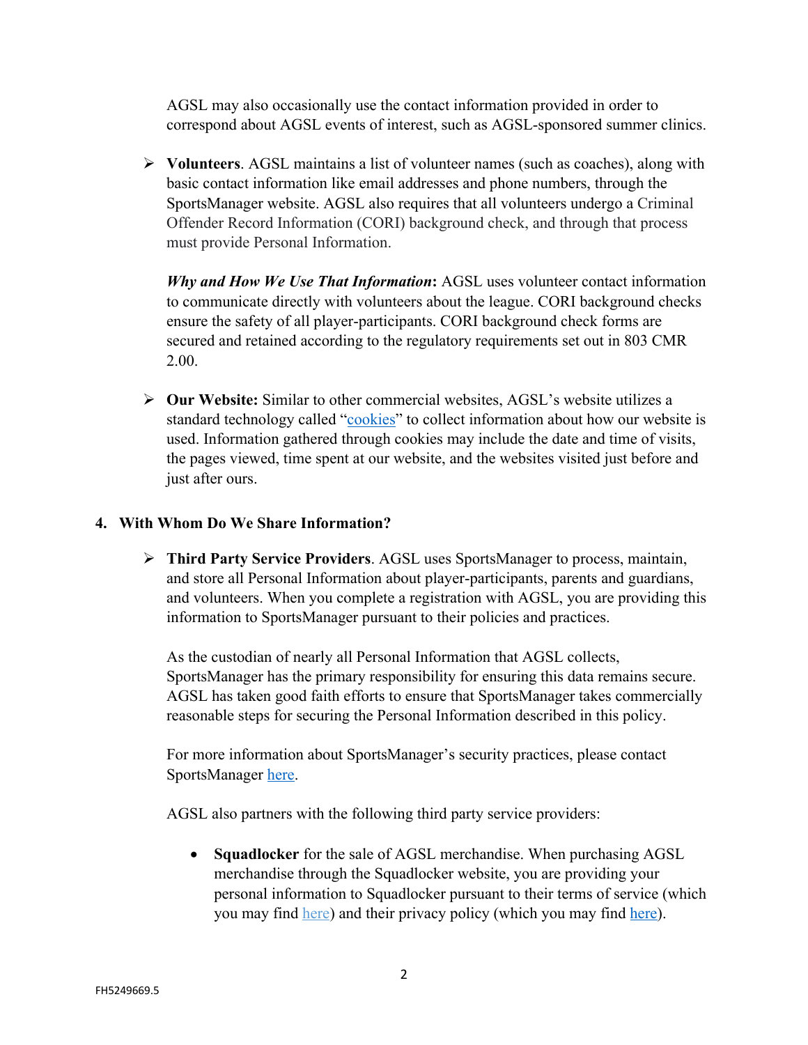AGSL may also occasionally use the contact information provided in order to correspond about AGSL events of interest, such as AGSL-sponsored summer clinics.

- **Volunteers**. AGSL maintains a list of volunteer names (such as coaches), along with basic contact information like email addresses and phone numbers, through the SportsManager website. AGSL also requires that all volunteers undergo a Criminal Offender Record Information (CORI) background check, and through that process must provide Personal Information.

  ***Why and How We Use That Information*:** AGSL uses volunteer contact information to communicate directly with volunteers about the league. CORI background checks ensure the safety of all player-participants. CORI background check forms are secured and retained according to the regulatory requirements set out in 803 CMR 2.00.

- **Our Website:** Similar to other commercial websites, AGSL's website utilizes a standard technology called "cookies" to collect information about how our website is used. Information gathered through cookies may include the date and time of visits, the pages viewed, time spent at our website, and the websites visited just before and just after ours.

## 4. With Whom Do We Share Information?

- **Third Party Service Providers**. AGSL uses SportsManager to process, maintain, and store all Personal Information about player-participants, parents and guardians, and volunteers. When you complete a registration with AGSL, you are providing this information to SportsManager pursuant to their policies and practices.

  As the custodian of nearly all Personal Information that AGSL collects, SportsManager has the primary responsibility for ensuring this data remains secure. AGSL has taken good faith efforts to ensure that SportsManager takes commercially reasonable steps for securing the Personal Information described in this policy.

  For more information about SportsManager's security practices, please contact SportsManager here.

  AGSL also partners with the following third party service providers:

  - **Squadlocker** for the sale of AGSL merchandise. When purchasing AGSL merchandise through the Squadlocker website, you are providing your personal information to Squadlocker pursuant to their terms of service (which you may find here) and their privacy policy (which you may find here).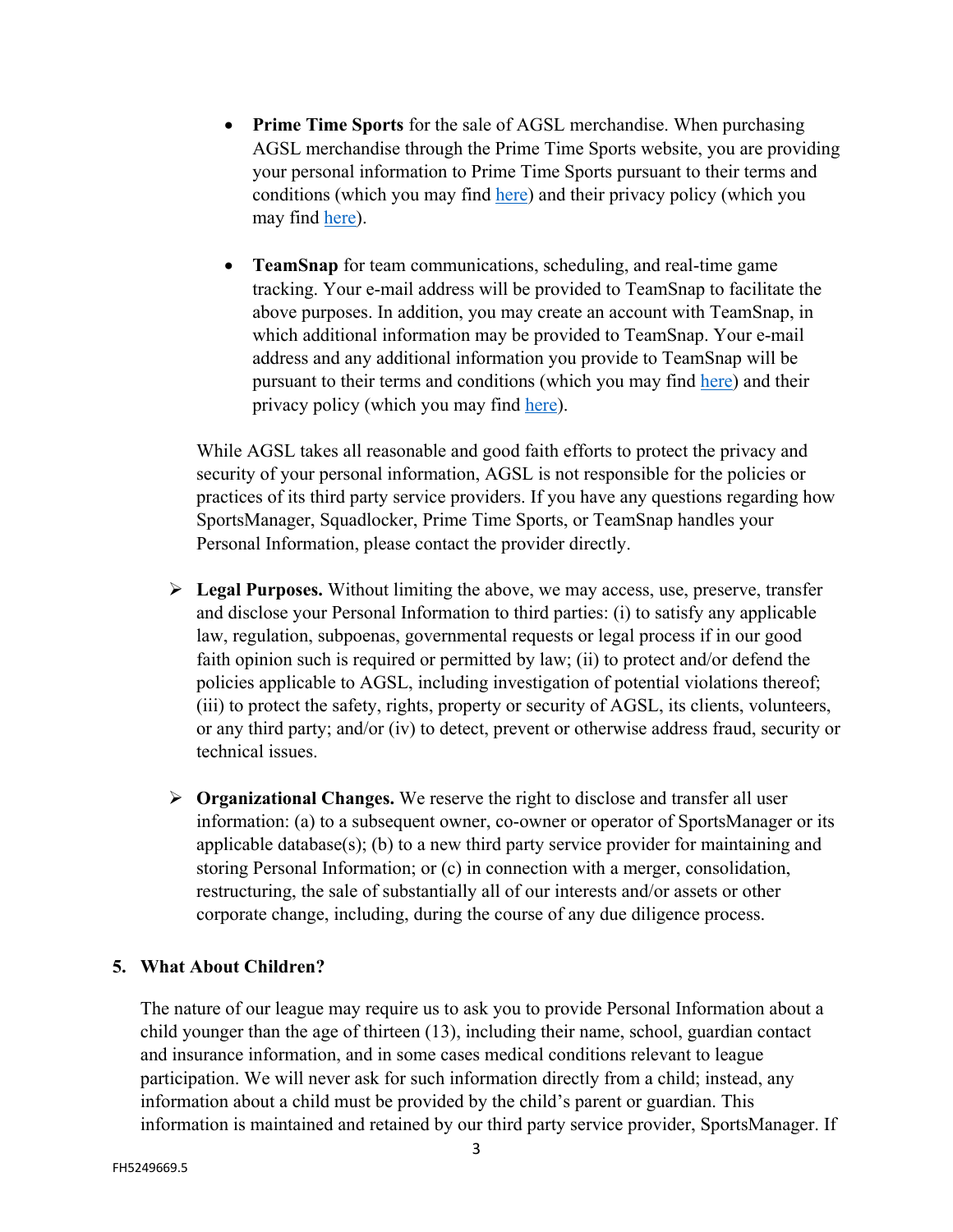- **Prime Time Sports** for the sale of AGSL merchandise. When purchasing AGSL merchandise through the Prime Time Sports website, you are providing your personal information to Prime Time Sports pursuant to their terms and conditions (which you may find here) and their privacy policy (which you may find here).

- **TeamSnap** for team communications, scheduling, and real-time game tracking. Your e-mail address will be provided to TeamSnap to facilitate the above purposes. In addition, you may create an account with TeamSnap, in which additional information may be provided to TeamSnap. Your e-mail address and any additional information you provide to TeamSnap will be pursuant to their terms and conditions (which you may find here) and their privacy policy (which you may find here).

While AGSL takes all reasonable and good faith efforts to protect the privacy and security of your personal information, AGSL is not responsible for the policies or practices of its third party service providers. If you have any questions regarding how SportsManager, Squadlocker, Prime Time Sports, or TeamSnap handles your Personal Information, please contact the provider directly.

- **Legal Purposes.** Without limiting the above, we may access, use, preserve, transfer and disclose your Personal Information to third parties: (i) to satisfy any applicable law, regulation, subpoenas, governmental requests or legal process if in our good faith opinion such is required or permitted by law; (ii) to protect and/or defend the policies applicable to AGSL, including investigation of potential violations thereof; (iii) to protect the safety, rights, property or security of AGSL, its clients, volunteers, or any third party; and/or (iv) to detect, prevent or otherwise address fraud, security or technical issues.

- **Organizational Changes.** We reserve the right to disclose and transfer all user information: (a) to a subsequent owner, co-owner or operator of SportsManager or its applicable database(s); (b) to a new third party service provider for maintaining and storing Personal Information; or (c) in connection with a merger, consolidation, restructuring, the sale of substantially all of our interests and/or assets or other corporate change, including, during the course of any due diligence process.

## 5. What About Children?

The nature of our league may require us to ask you to provide Personal Information about a child younger than the age of thirteen (13), including their name, school, guardian contact and insurance information, and in some cases medical conditions relevant to league participation. We will never ask for such information directly from a child; instead, any information about a child must be provided by the child's parent or guardian. This information is maintained and retained by our third party service provider, SportsManager. If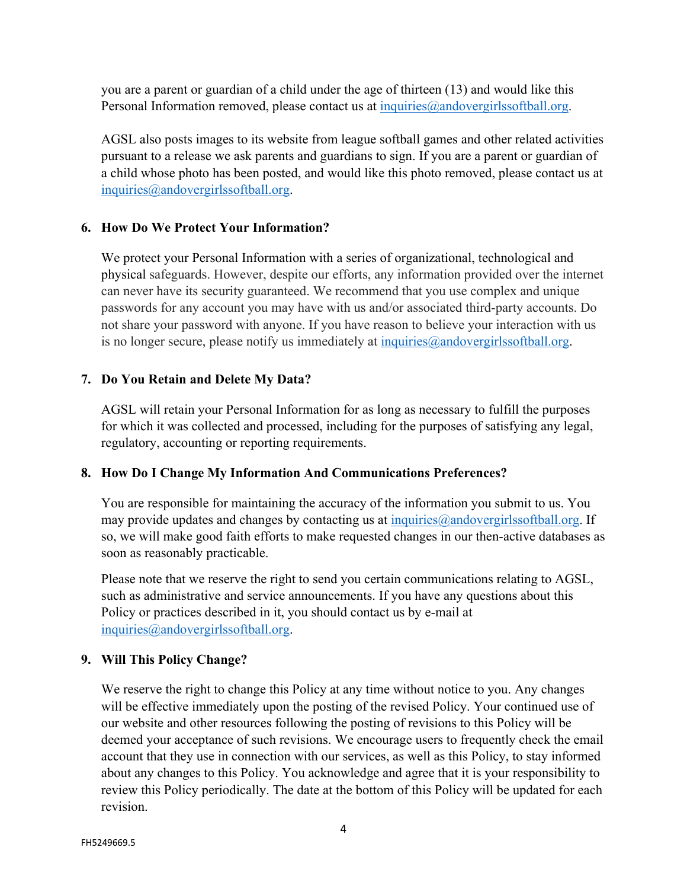you are a parent or guardian of a child under the age of thirteen (13) and would like this Personal Information removed, please contact us at inquiries@andovergirlssoftball.org.

AGSL also posts images to its website from league softball games and other related activities pursuant to a release we ask parents and guardians to sign. If you are a parent or guardian of a child whose photo has been posted, and would like this photo removed, please contact us at inquiries@andovergirlssoftball.org.

## 6. How Do We Protect Your Information?

We protect your Personal Information with a series of organizational, technological and physical safeguards. However, despite our efforts, any information provided over the internet can never have its security guaranteed. We recommend that you use complex and unique passwords for any account you may have with us and/or associated third-party accounts. Do not share your password with anyone. If you have reason to believe your interaction with us is no longer secure, please notify us immediately at inquiries@andovergirlssoftball.org.

## 7. Do You Retain and Delete My Data?

AGSL will retain your Personal Information for as long as necessary to fulfill the purposes for which it was collected and processed, including for the purposes of satisfying any legal, regulatory, accounting or reporting requirements.

## 8. How Do I Change My Information And Communications Preferences?

You are responsible for maintaining the accuracy of the information you submit to us. You may provide updates and changes by contacting us at inquiries@andovergirlssoftball.org. If so, we will make good faith efforts to make requested changes in our then-active databases as soon as reasonably practicable.

Please note that we reserve the right to send you certain communications relating to AGSL, such as administrative and service announcements. If you have any questions about this Policy or practices described in it, you should contact us by e-mail at inquiries@andovergirlssoftball.org.

## 9. Will This Policy Change?

We reserve the right to change this Policy at any time without notice to you. Any changes will be effective immediately upon the posting of the revised Policy. Your continued use of our website and other resources following the posting of revisions to this Policy will be deemed your acceptance of such revisions. We encourage users to frequently check the email account that they use in connection with our services, as well as this Policy, to stay informed about any changes to this Policy. You acknowledge and agree that it is your responsibility to review this Policy periodically. The date at the bottom of this Policy will be updated for each revision.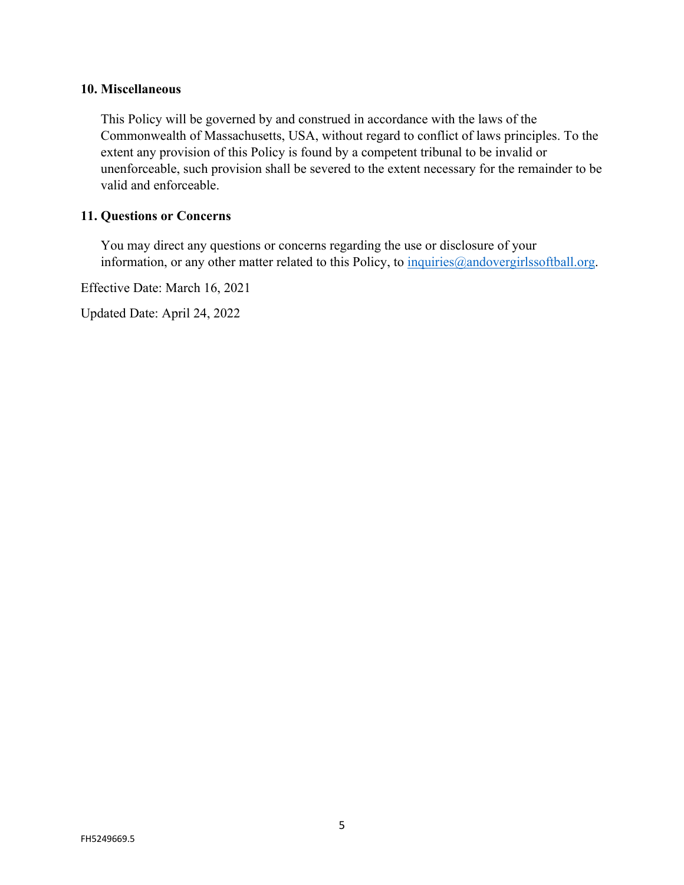### 10. Miscellaneous

This Policy will be governed by and construed in accordance with the laws of the Commonwealth of Massachusetts, USA, without regard to conflict of laws principles. To the extent any provision of this Policy is found by a competent tribunal to be invalid or unenforceable, such provision shall be severed to the extent necessary for the remainder to be valid and enforceable.

### 11. Questions or Concerns

You may direct any questions or concerns regarding the use or disclosure of your information, or any other matter related to this Policy, to [inquiries@andovergirlssoftball.org](mailto:inquiries@andovergirlssoftball.org).

Effective Date: March 16, 2021

Updated Date: April 24, 2022

FH5249669.5